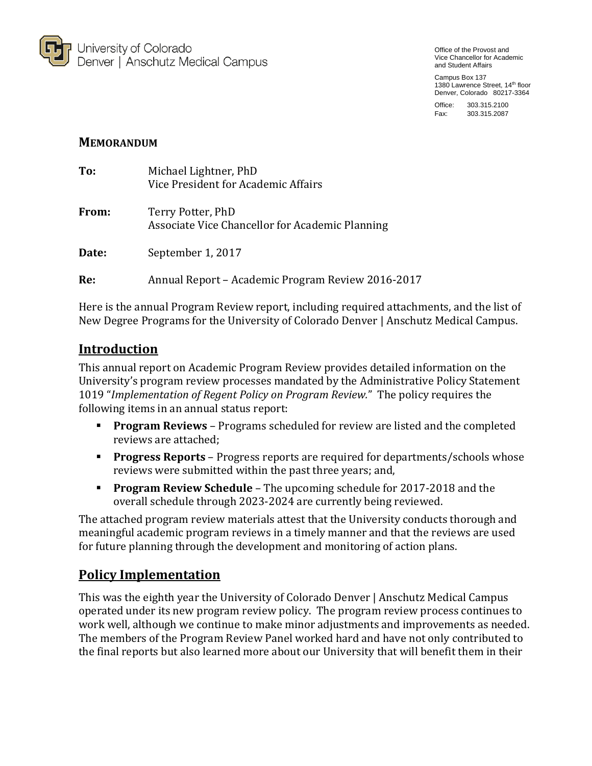University of Colorado
Denver | Anschutz Medical Campus

Office of the Provost and
Vice Chancellor for Academic
and Student Affairs

Campus Box 137
1380 Lawrence Street, 14th floor
Denver, Colorado 80217-3364

Office: 303.315.2100
Fax: 303.315.2087

**MEMORANDUM**

**To:** Michael Lightner, PhD
Vice President for Academic Affairs

**From:** Terry Potter, PhD
Associate Vice Chancellor for Academic Planning

**Date:** September 1, 2017

**Re:** Annual Report – Academic Program Review 2016-2017

Here is the annual Program Review report, including required attachments, and the list of New Degree Programs for the University of Colorado Denver | Anschutz Medical Campus.

## Introduction

This annual report on Academic Program Review provides detailed information on the University's program review processes mandated by the Administrative Policy Statement 1019 "*Implementation of Regent Policy on Program Review.*" The policy requires the following items in an annual status report:

- **Program Reviews** – Programs scheduled for review are listed and the completed reviews are attached;
- **Progress Reports** – Progress reports are required for departments/schools whose reviews were submitted within the past three years; and,
- **Program Review Schedule** – The upcoming schedule for 2017-2018 and the overall schedule through 2023-2024 are currently being reviewed.

The attached program review materials attest that the University conducts thorough and meaningful academic program reviews in a timely manner and that the reviews are used for future planning through the development and monitoring of action plans.

## Policy Implementation

This was the eighth year the University of Colorado Denver | Anschutz Medical Campus operated under its new program review policy. The program review process continues to work well, although we continue to make minor adjustments and improvements as needed. The members of the Program Review Panel worked hard and have not only contributed to the final reports but also learned more about our University that will benefit them in their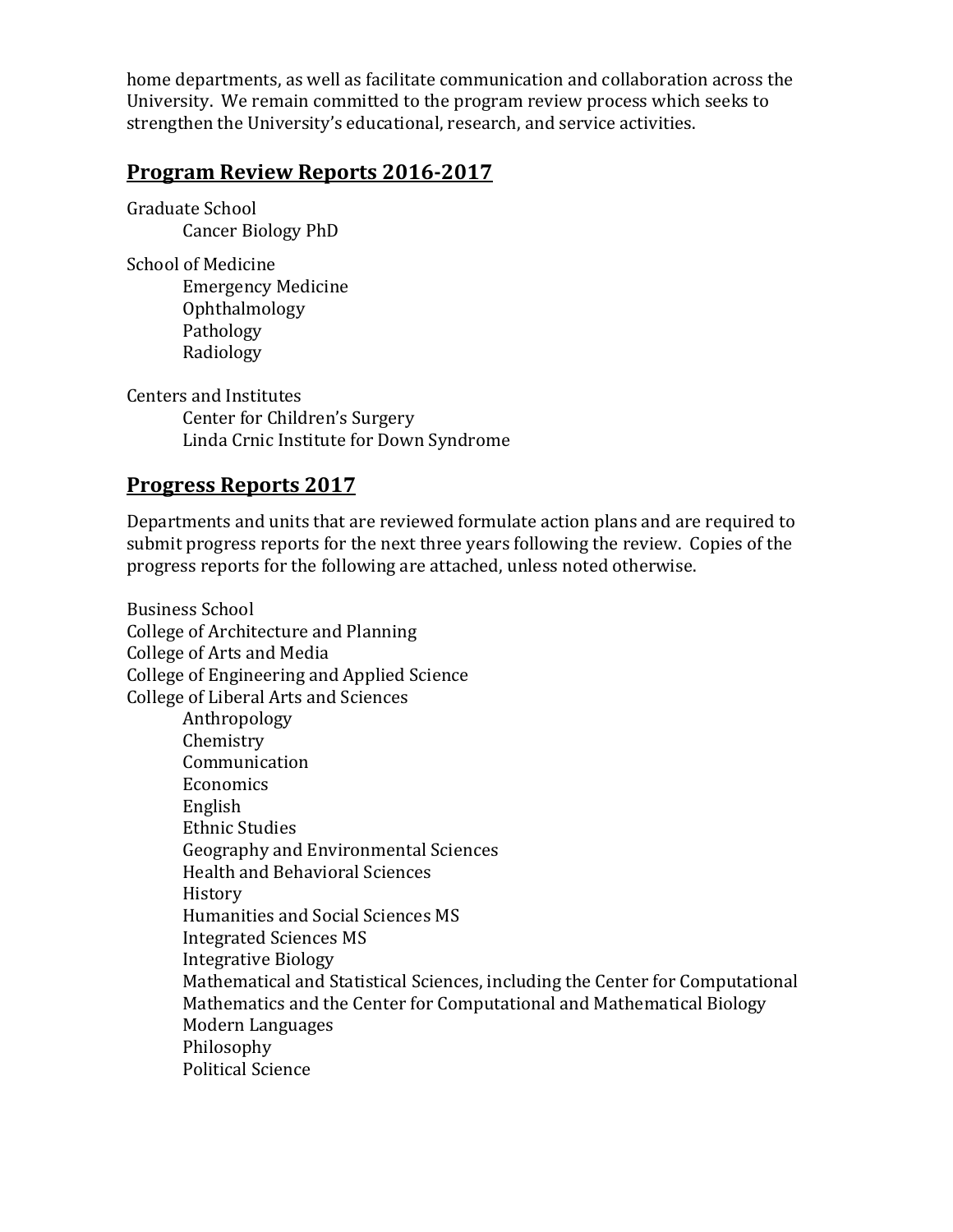home departments, as well as facilitate communication and collaboration across the University. We remain committed to the program review process which seeks to strengthen the University's educational, research, and service activities.

## Program Review Reports 2016-2017

Graduate School
- Cancer Biology PhD

School of Medicine
- Emergency Medicine
- Ophthalmology
- Pathology
- Radiology

Centers and Institutes
- Center for Children's Surgery
- Linda Crnic Institute for Down Syndrome

## Progress Reports 2017

Departments and units that are reviewed formulate action plans and are required to submit progress reports for the next three years following the review. Copies of the progress reports for the following are attached, unless noted otherwise.

Business School
College of Architecture and Planning
College of Arts and Media
College of Engineering and Applied Science
College of Liberal Arts and Sciences
- Anthropology
- Chemistry
- Communication
- Economics
- English
- Ethnic Studies
- Geography and Environmental Sciences
- Health and Behavioral Sciences
- History
- Humanities and Social Sciences MS
- Integrated Sciences MS
- Integrative Biology
- Mathematical and Statistical Sciences, including the Center for Computational Mathematics and the Center for Computational and Mathematical Biology
- Modern Languages
- Philosophy
- Political Science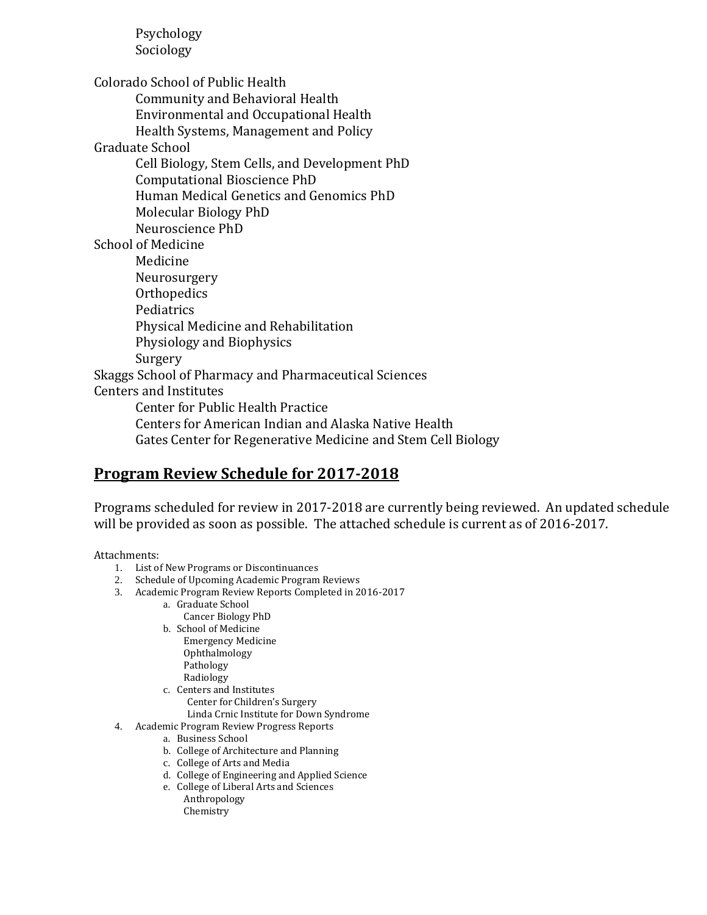- Psychology
- Sociology

Colorado School of Public Health
- Community and Behavioral Health
- Environmental and Occupational Health
- Health Systems, Management and Policy

Graduate School
- Cell Biology, Stem Cells, and Development PhD
- Computational Bioscience PhD
- Human Medical Genetics and Genomics PhD
- Molecular Biology PhD
- Neuroscience PhD

School of Medicine
- Medicine
- Neurosurgery
- Orthopedics
- Pediatrics
- Physical Medicine and Rehabilitation
- Physiology and Biophysics
- Surgery

Skaggs School of Pharmacy and Pharmaceutical Sciences

Centers and Institutes
- Center for Public Health Practice
- Centers for American Indian and Alaska Native Health
- Gates Center for Regenerative Medicine and Stem Cell Biology

## Program Review Schedule for 2017-2018

Programs scheduled for review in 2017-2018 are currently being reviewed. An updated schedule will be provided as soon as possible. The attached schedule is current as of 2016-2017.

Attachments:

1. List of New Programs or Discontinuances
2. Schedule of Upcoming Academic Program Reviews
3. Academic Program Review Reports Completed in 2016-2017
   a. Graduate School
      - Cancer Biology PhD
   
   b. School of Medicine
      - Emergency Medicine
      - Ophthalmology
      - Pathology
      - Radiology
   
   c. Centers and Institutes
      - Center for Children's Surgery
      - Linda Crnic Institute for Down Syndrome
4. Academic Program Review Progress Reports
   a. Business School
   
   b. College of Architecture and Planning
   
   c. College of Arts and Media
   
   d. College of Engineering and Applied Science
   
   e. College of Liberal Arts and Sciences
      - Anthropology
      - Chemistry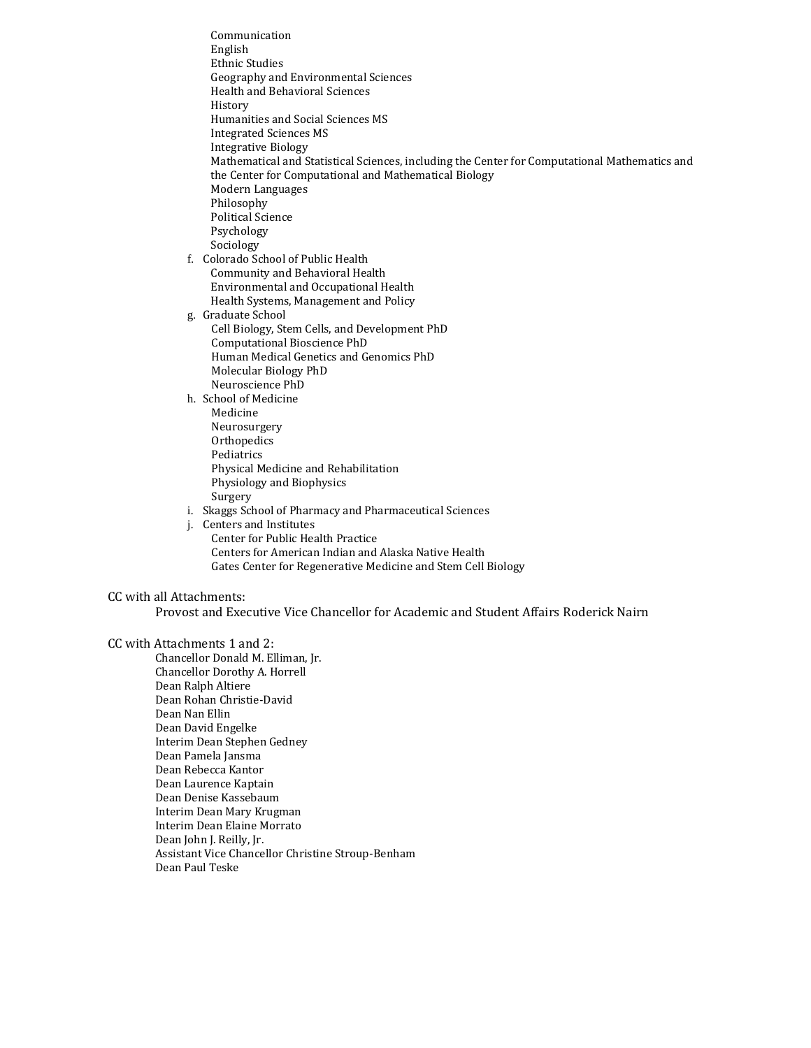- Communication
- English
- Ethnic Studies
- Geography and Environmental Sciences
- Health and Behavioral Sciences
- History
- Humanities and Social Sciences MS
- Integrated Sciences MS
- Integrative Biology
- Mathematical and Statistical Sciences, including the Center for Computational Mathematics and the Center for Computational and Mathematical Biology
- Modern Languages
- Philosophy
- Political Science
- Psychology
- Sociology

f. Colorado School of Public Health
- Community and Behavioral Health
- Environmental and Occupational Health
- Health Systems, Management and Policy

g. Graduate School
- Cell Biology, Stem Cells, and Development PhD
- Computational Bioscience PhD
- Human Medical Genetics and Genomics PhD
- Molecular Biology PhD
- Neuroscience PhD

h. School of Medicine
- Medicine
- Neurosurgery
- Orthopedics
- Pediatrics
- Physical Medicine and Rehabilitation
- Physiology and Biophysics
- Surgery

i. Skaggs School of Pharmacy and Pharmaceutical Sciences

j. Centers and Institutes
- Center for Public Health Practice
- Centers for American Indian and Alaska Native Health
- Gates Center for Regenerative Medicine and Stem Cell Biology

CC with all Attachments:

Provost and Executive Vice Chancellor for Academic and Student Affairs Roderick Nairn

CC with Attachments 1 and 2:

Chancellor Donald M. Elliman, Jr.
Chancellor Dorothy A. Horrell
Dean Ralph Altiere
Dean Rohan Christie-David
Dean Nan Ellin
Dean David Engelke
Interim Dean Stephen Gedney
Dean Pamela Jansma
Dean Rebecca Kantor
Dean Laurence Kaptain
Dean Denise Kassebaum
Interim Dean Mary Krugman
Interim Dean Elaine Morrato
Dean John J. Reilly, Jr.
Assistant Vice Chancellor Christine Stroup-Benham
Dean Paul Teske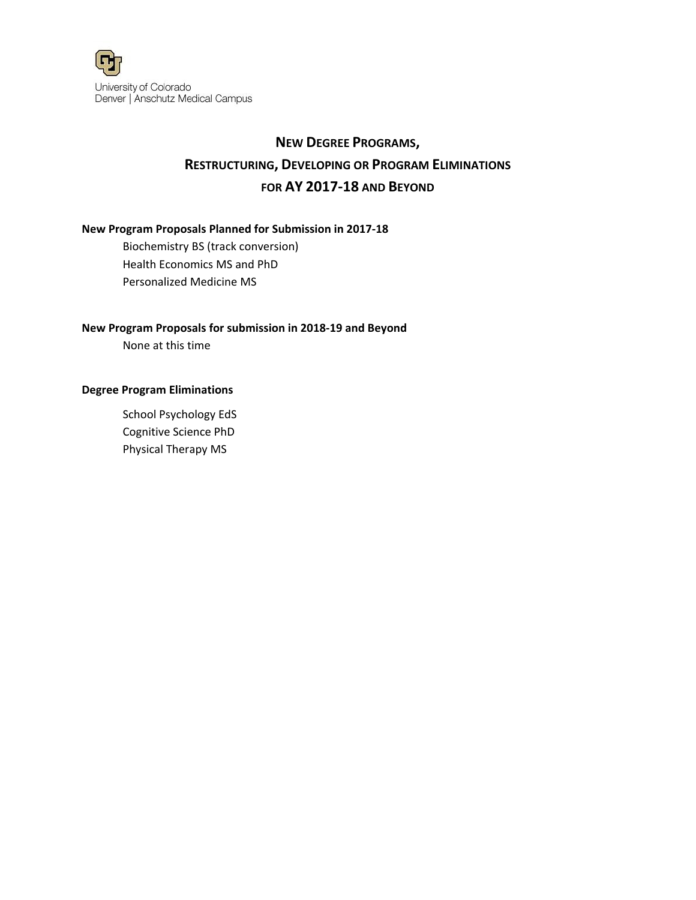University of Colorado
Denver | Anschutz Medical Campus

# NEW DEGREE PROGRAMS, RESTRUCTURING, DEVELOPING OR PROGRAM ELIMINATIONS FOR AY 2017-18 AND BEYOND

**New Program Proposals Planned for Submission in 2017-18**

- Biochemistry BS (track conversion)
- Health Economics MS and PhD
- Personalized Medicine MS

**New Program Proposals for submission in 2018-19 and Beyond**

None at this time

**Degree Program Eliminations**

- School Psychology EdS
- Cognitive Science PhD
- Physical Therapy MS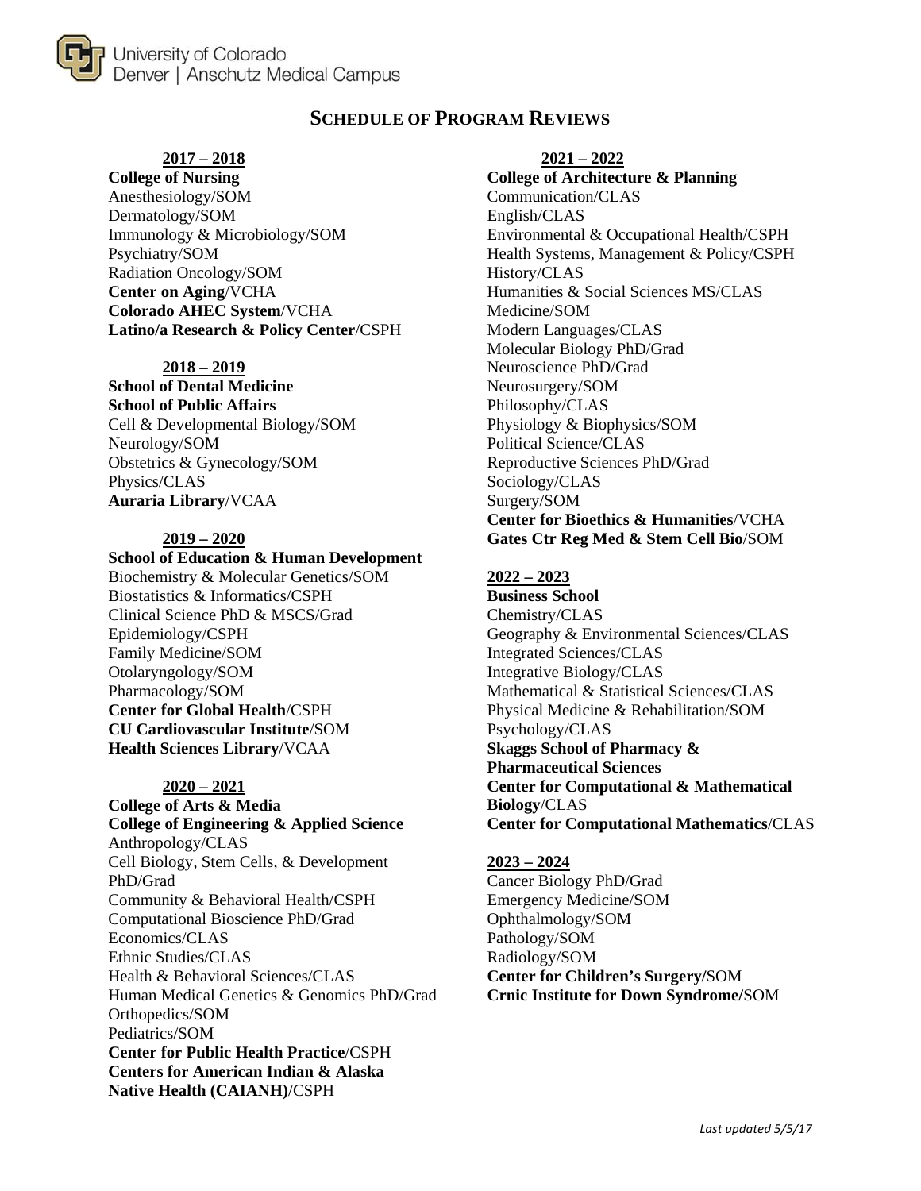# SCHEDULE OF PROGRAM REVIEWS

**2017 – 2018**

**College of Nursing**
Anesthesiology/SOM
Dermatology/SOM
Immunology & Microbiology/SOM
Psychiatry/SOM
Radiation Oncology/SOM
**Center on Aging**/VCHA
**Colorado AHEC System**/VCHA
**Latino/a Research & Policy Center**/CSPH

**2018 – 2019**

**School of Dental Medicine**
**School of Public Affairs**
Cell & Developmental Biology/SOM
Neurology/SOM
Obstetrics & Gynecology/SOM
Physics/CLAS
**Auraria Library**/VCAA

**2019 – 2020**

**School of Education & Human Development**
Biochemistry & Molecular Genetics/SOM
Biostatistics & Informatics/CSPH
Clinical Science PhD & MSCS/Grad
Epidemiology/CSPH
Family Medicine/SOM
Otolaryngology/SOM
Pharmacology/SOM
**Center for Global Health**/CSPH
**CU Cardiovascular Institute**/SOM
**Health Sciences Library**/VCAA

**2020 – 2021**

**College of Arts & Media**
**College of Engineering & Applied Science**
Anthropology/CLAS
Cell Biology, Stem Cells, & Development PhD/Grad
Community & Behavioral Health/CSPH
Computational Bioscience PhD/Grad
Economics/CLAS
Ethnic Studies/CLAS
Health & Behavioral Sciences/CLAS
Human Medical Genetics & Genomics PhD/Grad
Orthopedics/SOM
Pediatrics/SOM
**Center for Public Health Practice**/CSPH
**Centers for American Indian & Alaska Native Health (CAIANH)**/CSPH

**2021 – 2022**

**College of Architecture & Planning**
Communication/CLAS
English/CLAS
Environmental & Occupational Health/CSPH
Health Systems, Management & Policy/CSPH
History/CLAS
Humanities & Social Sciences MS/CLAS
Medicine/SOM
Modern Languages/CLAS
Molecular Biology PhD/Grad
Neuroscience PhD/Grad
Neurosurgery/SOM
Philosophy/CLAS
Physiology & Biophysics/SOM
Political Science/CLAS
Reproductive Sciences PhD/Grad
Sociology/CLAS
Surgery/SOM
**Center for Bioethics & Humanities**/VCHA
**Gates Ctr Reg Med & Stem Cell Bio**/SOM

**2022 – 2023**

**Business School**
Chemistry/CLAS
Geography & Environmental Sciences/CLAS
Integrated Sciences/CLAS
Integrative Biology/CLAS
Mathematical & Statistical Sciences/CLAS
Physical Medicine & Rehabilitation/SOM
Psychology/CLAS
**Skaggs School of Pharmacy & Pharmaceutical Sciences**
**Center for Computational & Mathematical Biology**/CLAS
**Center for Computational Mathematics**/CLAS

**2023 – 2024**

Cancer Biology PhD/Grad
Emergency Medicine/SOM
Ophthalmology/SOM
Pathology/SOM
Radiology/SOM
**Center for Children's Surgery/**SOM
**Crnic Institute for Down Syndrome/**SOM

*Last updated 5/5/17*